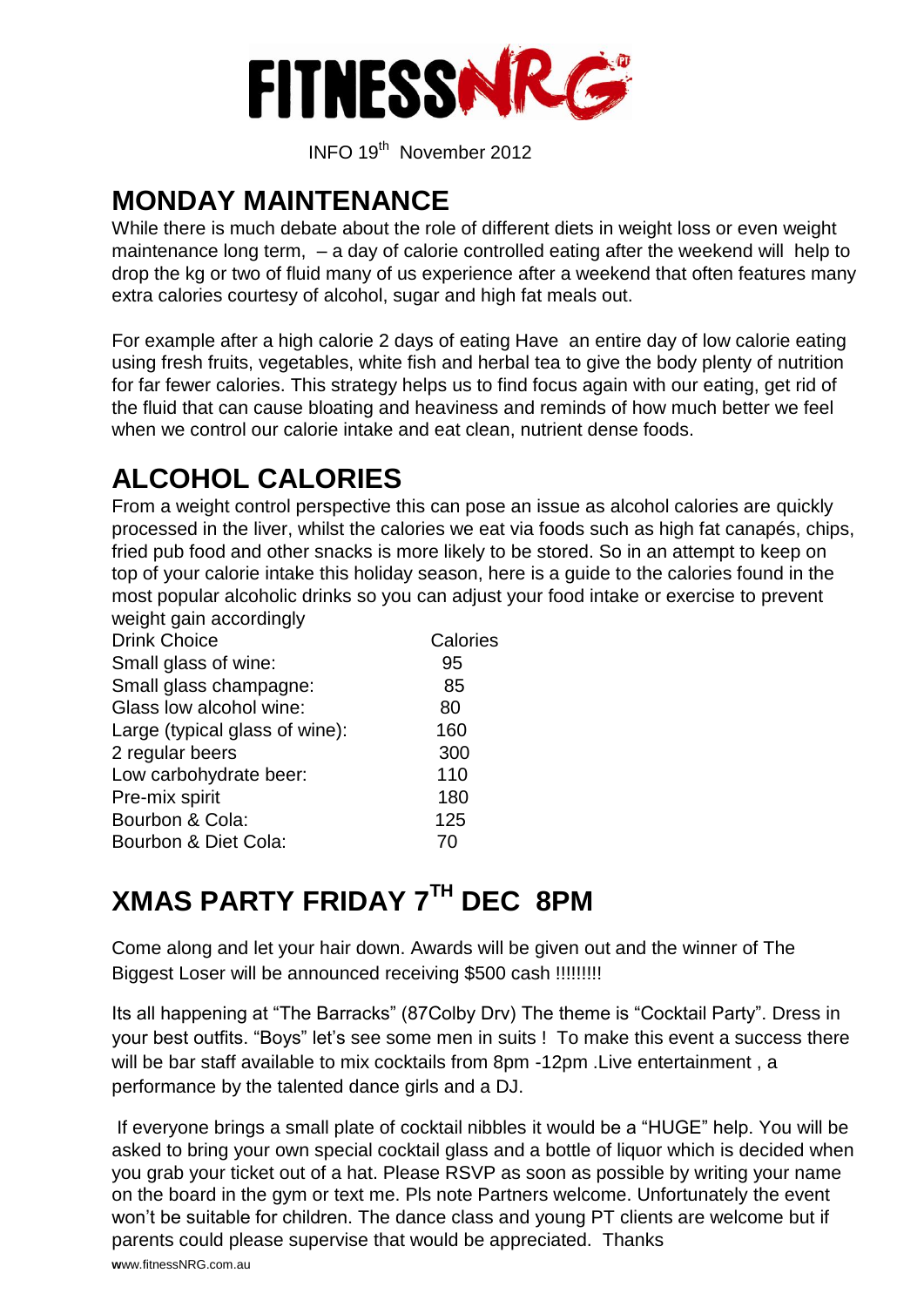# FITNESSNRG

INFO 19th November 2012

## MONDAY MAINTENANCE

While there is much debate about the role of different diets in weight loss or even weight maintenance long term, – a day of calorie controlled eating after the weekend will help to drop the kg or two of fluid many of us experience after a weekend that often features many extra calories courtesy of alcohol, sugar and high fat meals out.

For example after a high calorie 2 days of eating Have an entire day of low calorie eating using fresh fruits, vegetables, white fish and herbal tea to give the body plenty of nutrition for far fewer calories. This strategy helps us to find focus again with our eating, get rid of the fluid that can cause bloating and heaviness and reminds of how much better we feel when we control our calorie intake and eat clean, nutrient dense foods.

## ALCOHOL CALORIES

From a weight control perspective this can pose an issue as alcohol calories are quickly processed in the liver, whilst the calories we eat via foods such as high fat canapés, chips, fried pub food and other snacks is more likely to be stored. So in an attempt to keep on top of your calorie intake this holiday season, here is a guide to the calories found in the most popular alcoholic drinks so you can adjust your food intake or exercise to prevent weight gain accordingly

| Drink Choice | Calories |
|---|---|
| Small glass of wine: | 95 |
| Small glass champagne: | 85 |
| Glass low alcohol wine: | 80 |
| Large (typical glass of wine): | 160 |
| 2 regular beers | 300 |
| Low carbohydrate beer: | 110 |
| Pre-mix spirit | 180 |
| Bourbon & Cola: | 125 |
| Bourbon & Diet Cola: | 70 |

## XMAS PARTY FRIDAY 7TH DEC 8PM

Come along and let your hair down. Awards will be given out and the winner of The Biggest Loser will be announced receiving $500 cash !!!!!!!!!

Its all happening at "The Barracks" (87Colby Drv) The theme is "Cocktail Party". Dress in your best outfits. "Boys" let's see some men in suits ! To make this event a success there will be bar staff available to mix cocktails from 8pm -12pm .Live entertainment , a performance by the talented dance girls and a DJ.

If everyone brings a small plate of cocktail nibbles it would be a "HUGE" help. You will be asked to bring your own special cocktail glass and a bottle of liquor which is decided when you grab your ticket out of a hat. Please RSVP as soon as possible by writing your name on the board in the gym or text me. Pls note Partners welcome. Unfortunately the event won't be suitable for children. The dance class and young PT clients are welcome but if parents could please supervise that would be appreciated. Thanks

www.fitnessNRG.com.au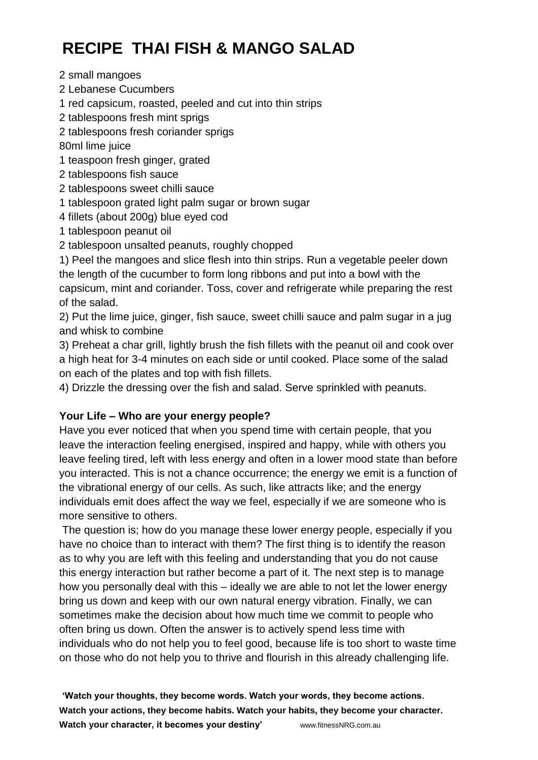# RECIPE THAI FISH & MANGO SALAD

2 small mangoes
2 Lebanese Cucumbers
1 red capsicum, roasted, peeled and cut into thin strips
2 tablespoons fresh mint sprigs
2 tablespoons fresh coriander sprigs
80ml lime juice
1 teaspoon fresh ginger, grated
2 tablespoons fish sauce
2 tablespoons sweet chilli sauce
1 tablespoon grated light palm sugar or brown sugar
4 fillets (about 200g) blue eyed cod
1 tablespoon peanut oil
2 tablespoon unsalted peanuts, roughly chopped

1) Peel the mangoes and slice flesh into thin strips. Run a vegetable peeler down the length of the cucumber to form long ribbons and put into a bowl with the capsicum, mint and coriander. Toss, cover and refrigerate while preparing the rest of the salad.

2) Put the lime juice, ginger, fish sauce, sweet chilli sauce and palm sugar in a jug and whisk to combine

3) Preheat a char grill, lightly brush the fish fillets with the peanut oil and cook over a high heat for 3-4 minutes on each side or until cooked. Place some of the salad on each of the plates and top with fish fillets.

4) Drizzle the dressing over the fish and salad. Serve sprinkled with peanuts.

**Your Life – Who are your energy people?**

Have you ever noticed that when you spend time with certain people, that you leave the interaction feeling energised, inspired and happy, while with others you leave feeling tired, left with less energy and often in a lower mood state than before you interacted. This is not a chance occurrence; the energy we emit is a function of the vibrational energy of our cells. As such, like attracts like; and the energy individuals emit does affect the way we feel, especially if we are someone who is more sensitive to others.

The question is; how do you manage these lower energy people, especially if you have no choice than to interact with them? The first thing is to identify the reason as to why you are left with this feeling and understanding that you do not cause this energy interaction but rather become a part of it. The next step is to manage how you personally deal with this – ideally we are able to not let the lower energy bring us down and keep with our own natural energy vibration. Finally, we can sometimes make the decision about how much time we commit to people who often bring us down. Often the answer is to actively spend less time with individuals who do not help you to feel good, because life is too short to waste time on those who do not help you to thrive and flourish in this already challenging life.

**'Watch your thoughts, they become words. Watch your words, they become actions. Watch your actions, they become habits. Watch your habits, they become your character. Watch your character, it becomes your destiny'**

www.fitnessNRG.com.au